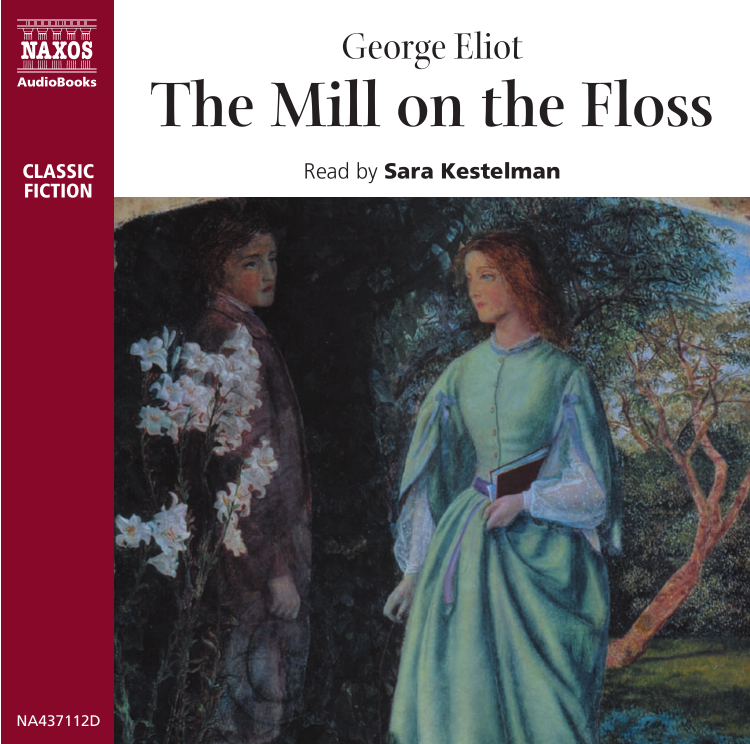NAXOS

AudioBooks

CLASSIC FICTION

# George Eliot

# The Mill on the Floss

Read by **Sara Kestelman**

NA437112D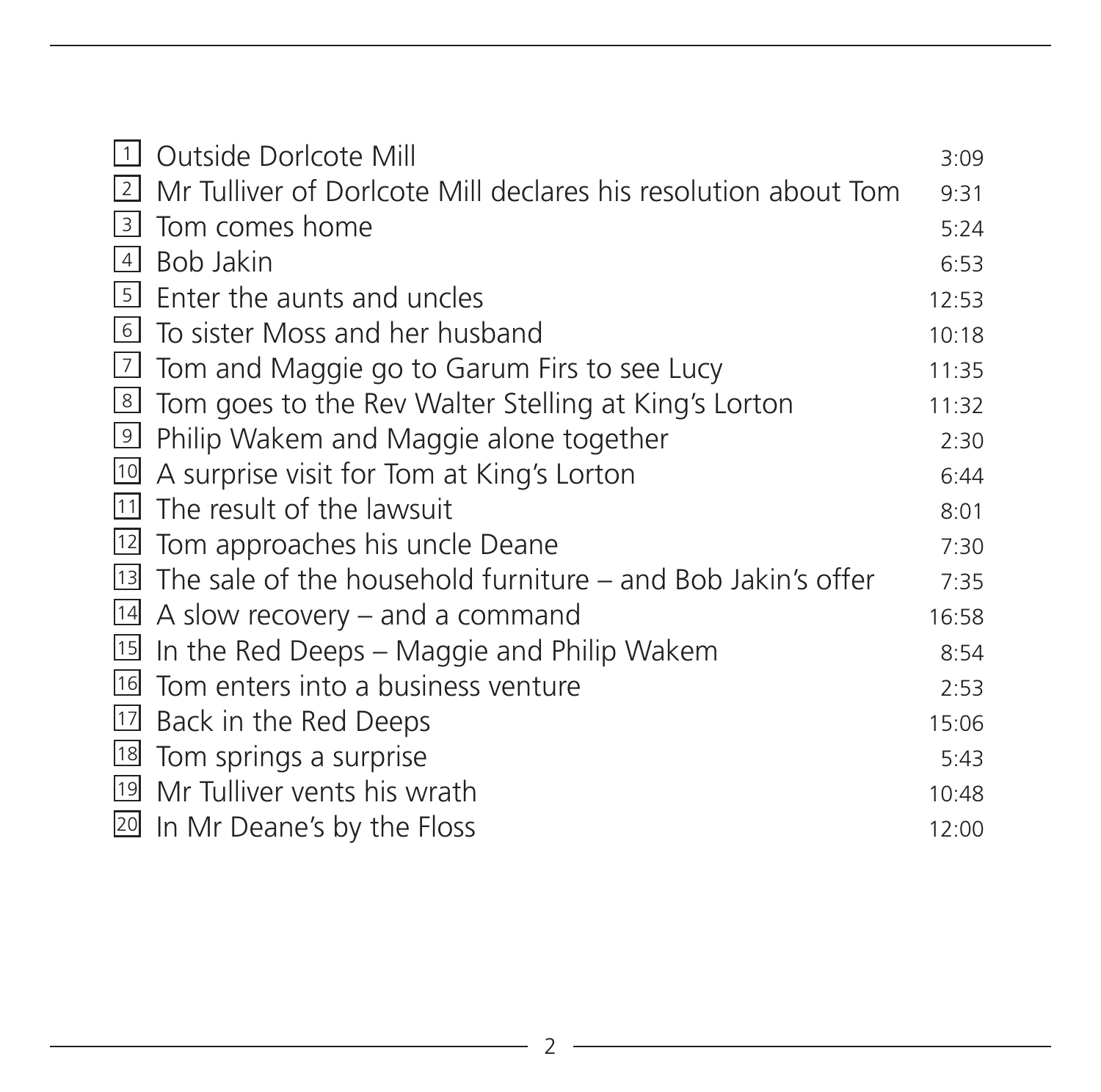| | | |
|---|---|---|
| 1 | Outside Dorlcote Mill | 3:09 |
| 2 | Mr Tulliver of Dorlcote Mill declares his resolution about Tom | 9:31 |
| 3 | Tom comes home | 5:24 |
| 4 | Bob Jakin | 6:53 |
| 5 | Enter the aunts and uncles | 12:53 |
| 6 | To sister Moss and her husband | 10:18 |
| 7 | Tom and Maggie go to Garum Firs to see Lucy | 11:35 |
| 8 | Tom goes to the Rev Walter Stelling at King's Lorton | 11:32 |
| 9 | Philip Wakem and Maggie alone together | 2:30 |
| 10 | A surprise visit for Tom at King's Lorton | 6:44 |
| 11 | The result of the lawsuit | 8:01 |
| 12 | Tom approaches his uncle Deane | 7:30 |
| 13 | The sale of the household furniture – and Bob Jakin's offer | 7:35 |
| 14 | A slow recovery – and a command | 16:58 |
| 15 | In the Red Deeps – Maggie and Philip Wakem | 8:54 |
| 16 | Tom enters into a business venture | 2:53 |
| 17 | Back in the Red Deeps | 15:06 |
| 18 | Tom springs a surprise | 5:43 |
| 19 | Mr Tulliver vents his wrath | 10:48 |
| 20 | In Mr Deane's by the Floss | 12:00 |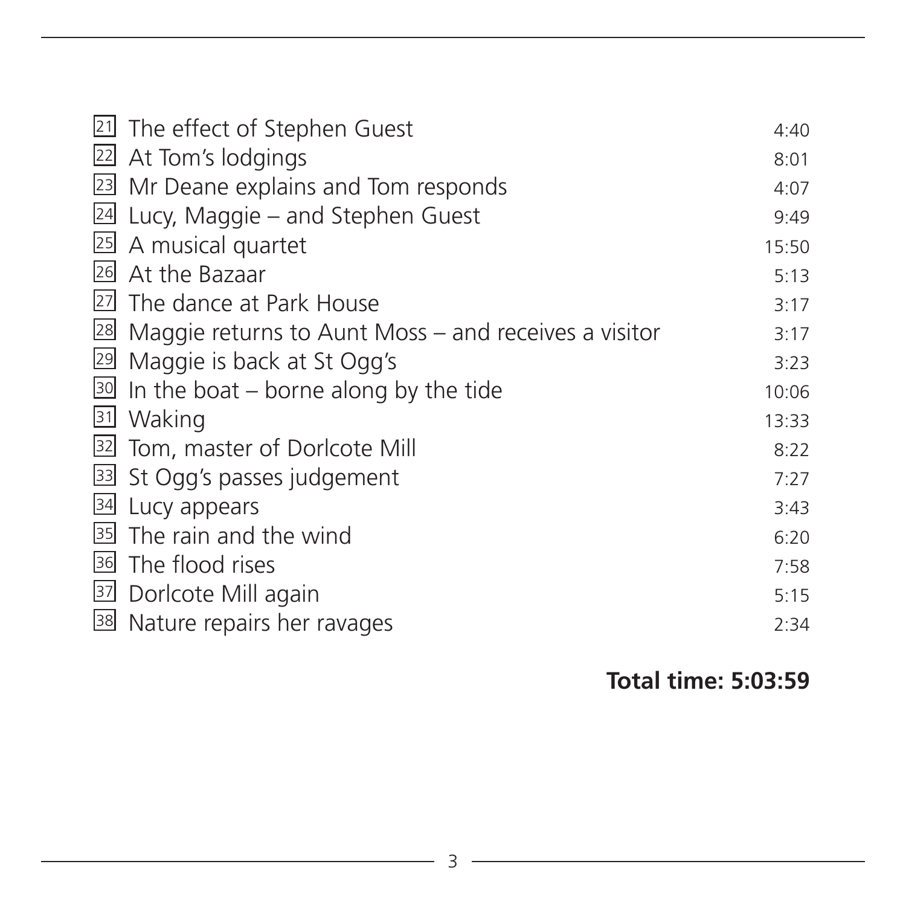| | | |
|---|---|---|
| 21 | The effect of Stephen Guest | 4:40 |
| 22 | At Tom's lodgings | 8:01 |
| 23 | Mr Deane explains and Tom responds | 4:07 |
| 24 | Lucy, Maggie – and Stephen Guest | 9:49 |
| 25 | A musical quartet | 15:50 |
| 26 | At the Bazaar | 5:13 |
| 27 | The dance at Park House | 3:17 |
| 28 | Maggie returns to Aunt Moss – and receives a visitor | 3:17 |
| 29 | Maggie is back at St Ogg's | 3:23 |
| 30 | In the boat – borne along by the tide | 10:06 |
| 31 | Waking | 13:33 |
| 32 | Tom, master of Dorlcote Mill | 8:22 |
| 33 | St Ogg's passes judgement | 7:27 |
| 34 | Lucy appears | 3:43 |
| 35 | The rain and the wind | 6:20 |
| 36 | The flood rises | 7:58 |
| 37 | Dorlcote Mill again | 5:15 |
| 38 | Nature repairs her ravages | 2:34 |

**Total time: 5:03:59**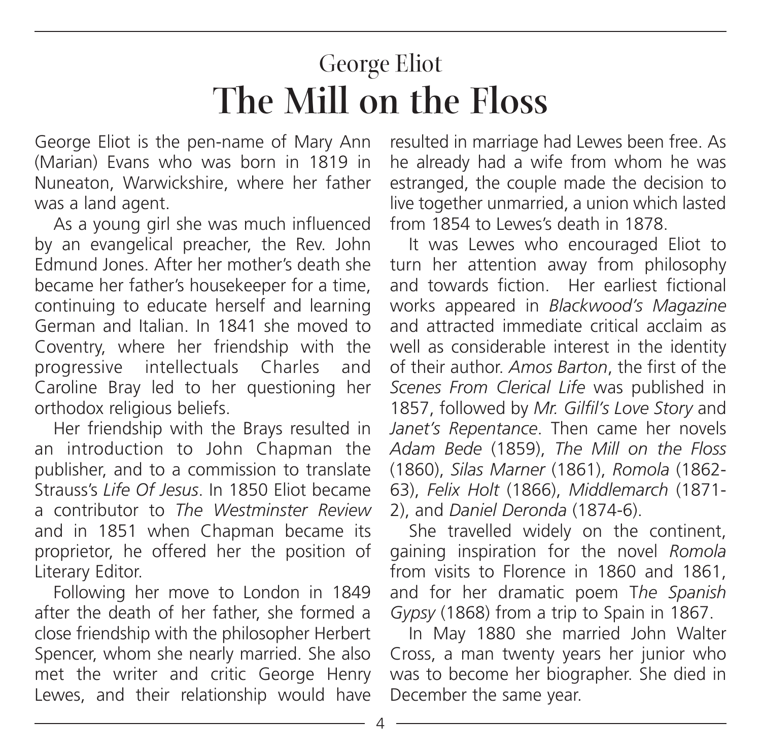## George Eliot

# The Mill on the Floss

George Eliot is the pen-name of Mary Ann (Marian) Evans who was born in 1819 in Nuneaton, Warwickshire, where her father was a land agent.

As a young girl she was much influenced by an evangelical preacher, the Rev. John Edmund Jones. After her mother's death she became her father's housekeeper for a time, continuing to educate herself and learning German and Italian. In 1841 she moved to Coventry, where her friendship with the progressive intellectuals Charles and Caroline Bray led to her questioning her orthodox religious beliefs.

Her friendship with the Brays resulted in an introduction to John Chapman the publisher, and to a commission to translate Strauss's *Life Of Jesus*. In 1850 Eliot became a contributor to *The Westminster Review* and in 1851 when Chapman became its proprietor, he offered her the position of Literary Editor.

Following her move to London in 1849 after the death of her father, she formed a close friendship with the philosopher Herbert Spencer, whom she nearly married. She also met the writer and critic George Henry Lewes, and their relationship would have resulted in marriage had Lewes been free. As he already had a wife from whom he was estranged, the couple made the decision to live together unmarried, a union which lasted from 1854 to Lewes's death in 1878.

It was Lewes who encouraged Eliot to turn her attention away from philosophy and towards fiction. Her earliest fictional works appeared in *Blackwood's Magazine* and attracted immediate critical acclaim as well as considerable interest in the identity of their author. *Amos Barton*, the first of the *Scenes From Clerical Life* was published in 1857, followed by *Mr. Gilfil's Love Story* and *Janet's Repentance*. Then came her novels *Adam Bede* (1859), *The Mill on the Floss* (1860), *Silas Marner* (1861), *Romola* (1862-63), *Felix Holt* (1866), *Middlemarch* (1871-2), and *Daniel Deronda* (1874-6).

She travelled widely on the continent, gaining inspiration for the novel *Romola* from visits to Florence in 1860 and 1861, and for her dramatic poem *The Spanish Gypsy* (1868) from a trip to Spain in 1867.

In May 1880 she married John Walter Cross, a man twenty years her junior who was to become her biographer. She died in December the same year.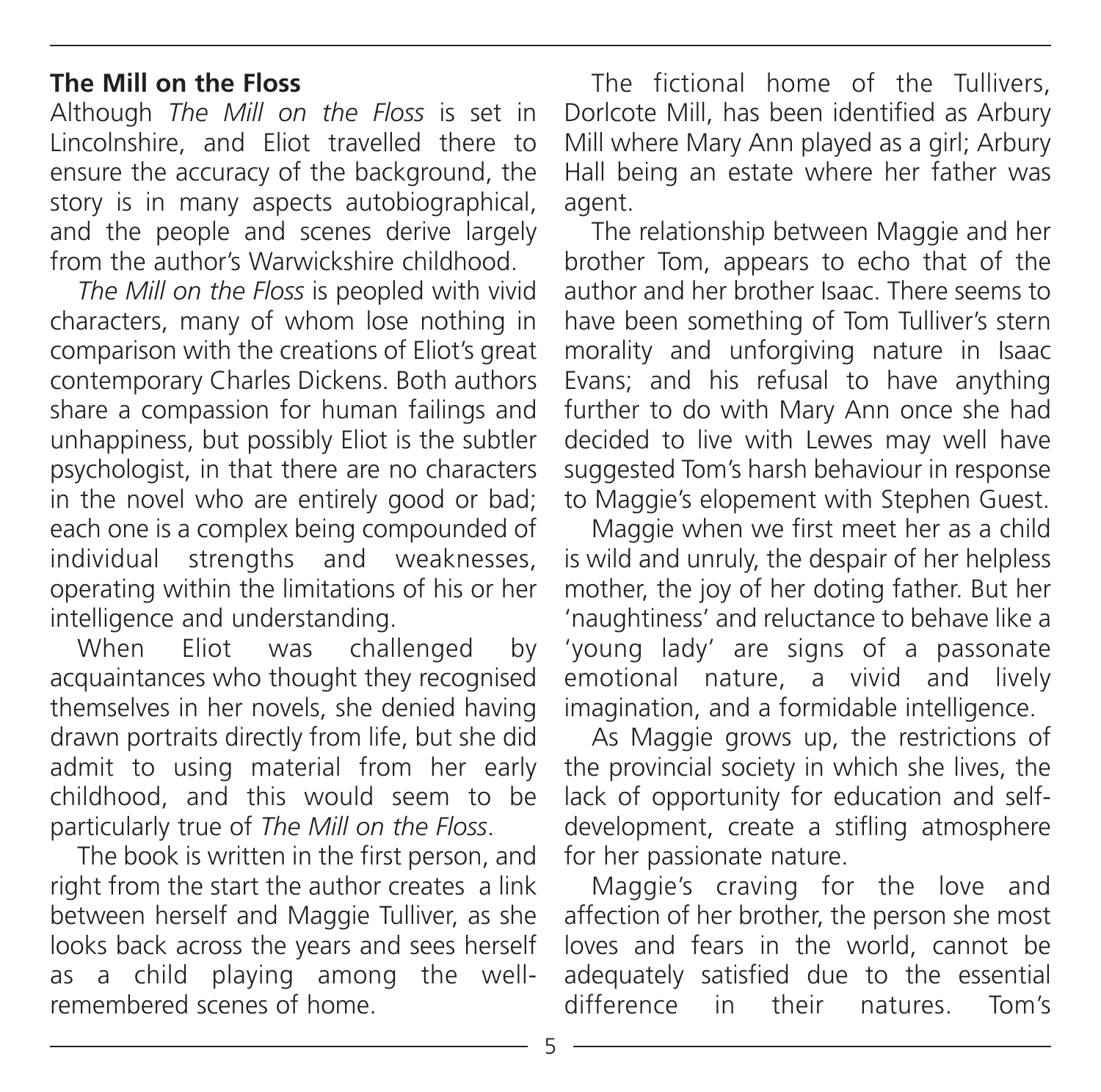## The Mill on the Floss

Although *The Mill on the Floss* is set in Lincolnshire, and Eliot travelled there to ensure the accuracy of the background, the story is in many aspects autobiographical, and the people and scenes derive largely from the author's Warwickshire childhood.

*The Mill on the Floss* is peopled with vivid characters, many of whom lose nothing in comparison with the creations of Eliot's great contemporary Charles Dickens. Both authors share a compassion for human failings and unhappiness, but possibly Eliot is the subtler psychologist, in that there are no characters in the novel who are entirely good or bad; each one is a complex being compounded of individual strengths and weaknesses, operating within the limitations of his or her intelligence and understanding.

When Eliot was challenged by acquaintances who thought they recognised themselves in her novels, she denied having drawn portraits directly from life, but she did admit to using material from her early childhood, and this would seem to be particularly true of *The Mill on the Floss*.

The book is written in the first person, and right from the start the author creates a link between herself and Maggie Tulliver, as she looks back across the years and sees herself as a child playing among the well-remembered scenes of home.

The fictional home of the Tullivers, Dorlcote Mill, has been identified as Arbury Mill where Mary Ann played as a girl; Arbury Hall being an estate where her father was agent.

The relationship between Maggie and her brother Tom, appears to echo that of the author and her brother Isaac. There seems to have been something of Tom Tulliver's stern morality and unforgiving nature in Isaac Evans; and his refusal to have anything further to do with Mary Ann once she had decided to live with Lewes may well have suggested Tom's harsh behaviour in response to Maggie's elopement with Stephen Guest.

Maggie when we first meet her as a child is wild and unruly, the despair of her helpless mother, the joy of her doting father. But her 'naughtiness' and reluctance to behave like a 'young lady' are signs of a passonate emotional nature, a vivid and lively imagination, and a formidable intelligence.

As Maggie grows up, the restrictions of the provincial society in which she lives, the lack of opportunity for education and self-development, create a stifling atmosphere for her passionate nature.

Maggie's craving for the love and affection of her brother, the person she most loves and fears in the world, cannot be adequately satisfied due to the essential difference in their natures. Tom's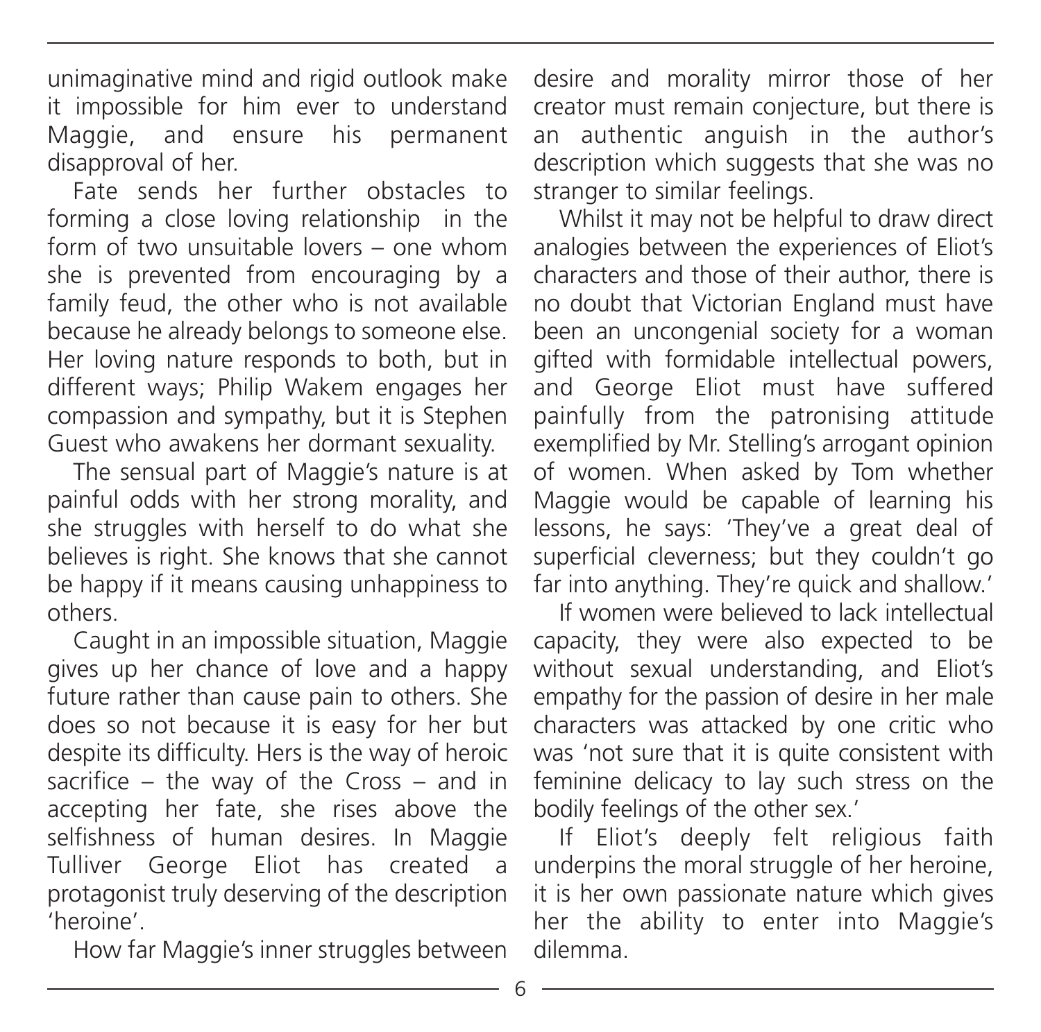unimaginative mind and rigid outlook make it impossible for him ever to understand Maggie, and ensure his permanent disapproval of her.

Fate sends her further obstacles to forming a close loving relationship in the form of two unsuitable lovers – one whom she is prevented from encouraging by a family feud, the other who is not available because he already belongs to someone else. Her loving nature responds to both, but in different ways; Philip Wakem engages her compassion and sympathy, but it is Stephen Guest who awakens her dormant sexuality.

The sensual part of Maggie's nature is at painful odds with her strong morality, and she struggles with herself to do what she believes is right. She knows that she cannot be happy if it means causing unhappiness to others.

Caught in an impossible situation, Maggie gives up her chance of love and a happy future rather than cause pain to others. She does so not because it is easy for her but despite its difficulty. Hers is the way of heroic sacrifice – the way of the Cross – and in accepting her fate, she rises above the selfishness of human desires. In Maggie Tulliver George Eliot has created a protagonist truly deserving of the description 'heroine'.

How far Maggie's inner struggles between desire and morality mirror those of her creator must remain conjecture, but there is an authentic anguish in the author's description which suggests that she was no stranger to similar feelings.

Whilst it may not be helpful to draw direct analogies between the experiences of Eliot's characters and those of their author, there is no doubt that Victorian England must have been an uncongenial society for a woman gifted with formidable intellectual powers, and George Eliot must have suffered painfully from the patronising attitude exemplified by Mr. Stelling's arrogant opinion of women. When asked by Tom whether Maggie would be capable of learning his lessons, he says: 'They've a great deal of superficial cleverness; but they couldn't go far into anything. They're quick and shallow.'

If women were believed to lack intellectual capacity, they were also expected to be without sexual understanding, and Eliot's empathy for the passion of desire in her male characters was attacked by one critic who was 'not sure that it is quite consistent with feminine delicacy to lay such stress on the bodily feelings of the other sex.'

If Eliot's deeply felt religious faith underpins the moral struggle of her heroine, it is her own passionate nature which gives her the ability to enter into Maggie's dilemma.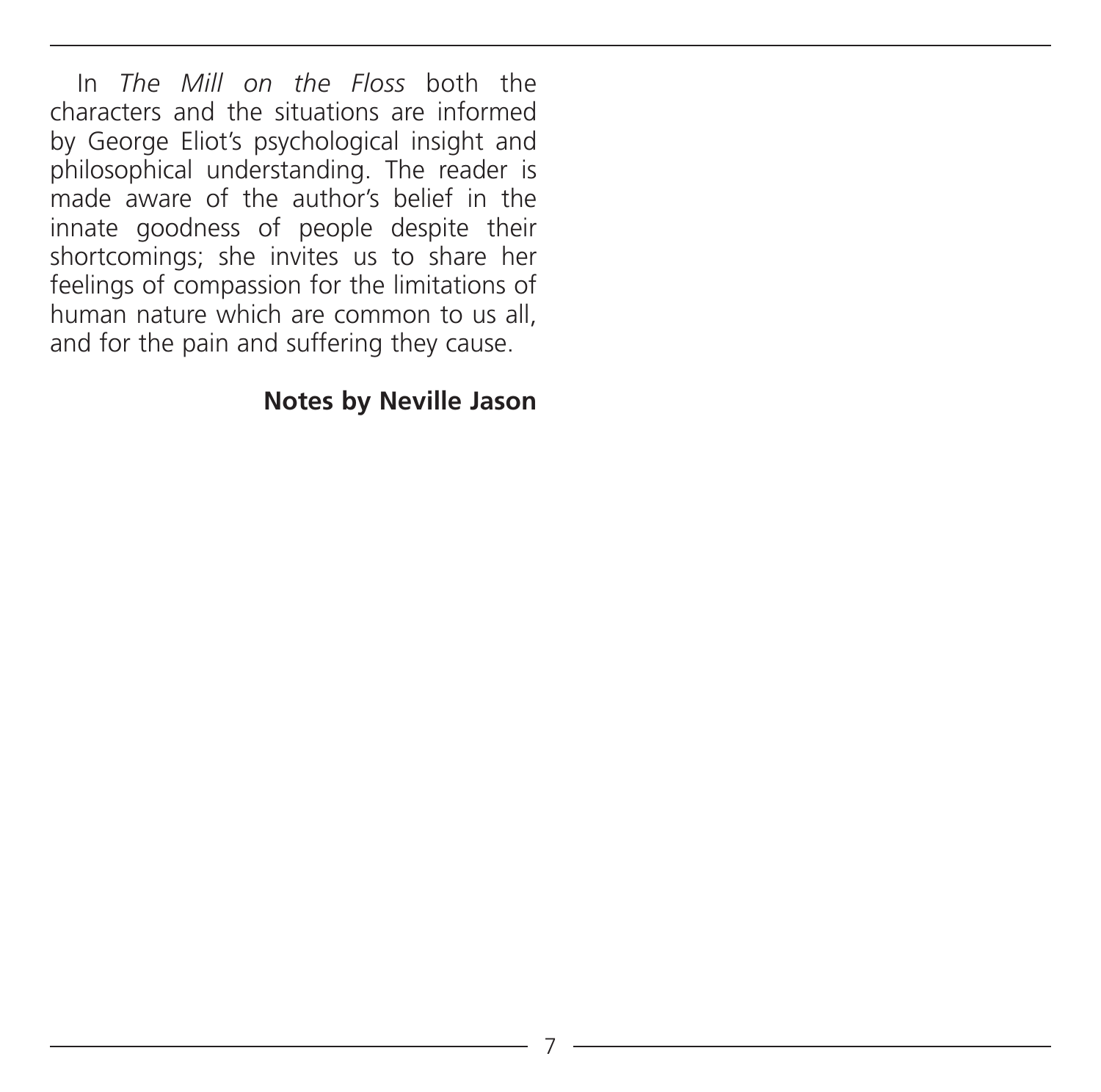In *The Mill on the Floss* both the characters and the situations are informed by George Eliot's psychological insight and philosophical understanding. The reader is made aware of the author's belief in the innate goodness of people despite their shortcomings; she invites us to share her feelings of compassion for the limitations of human nature which are common to us all, and for the pain and suffering they cause.

**Notes by Neville Jason**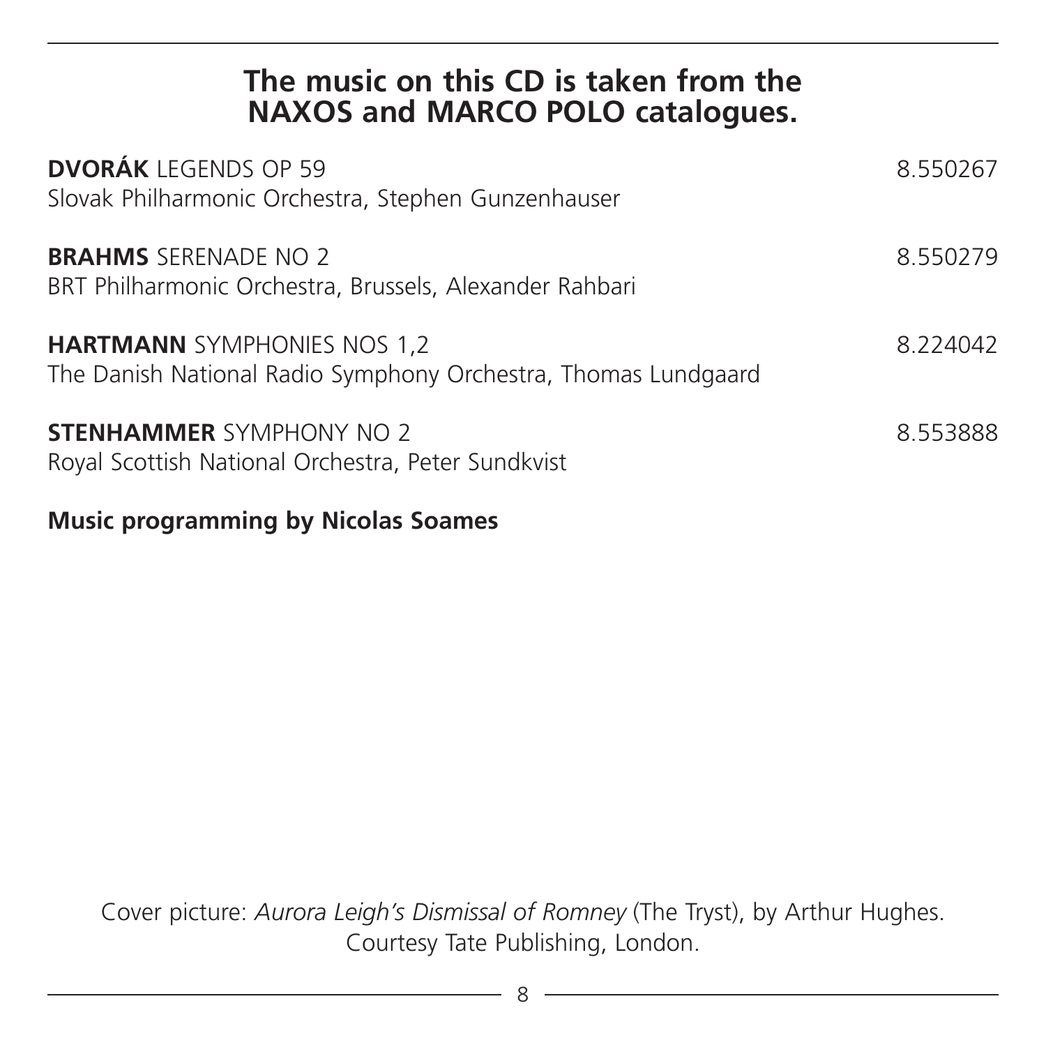## The music on this CD is taken from the NAXOS and MARCO POLO catalogues.

**DVORÁK** LEGENDS OP 59 — 8.550267
Slovak Philharmonic Orchestra, Stephen Gunzenhauser

**BRAHMS** SERENADE NO 2 — 8.550279
BRT Philharmonic Orchestra, Brussels, Alexander Rahbari

**HARTMANN** SYMPHONIES NOS 1,2 — 8.224042
The Danish National Radio Symphony Orchestra, Thomas Lundgaard

**STENHAMMER** SYMPHONY NO 2 — 8.553888
Royal Scottish National Orchestra, Peter Sundkvist

**Music programming by Nicolas Soames**

Cover picture: *Aurora Leigh's Dismissal of Romney* (The Tryst), by Arthur Hughes.
Courtesy Tate Publishing, London.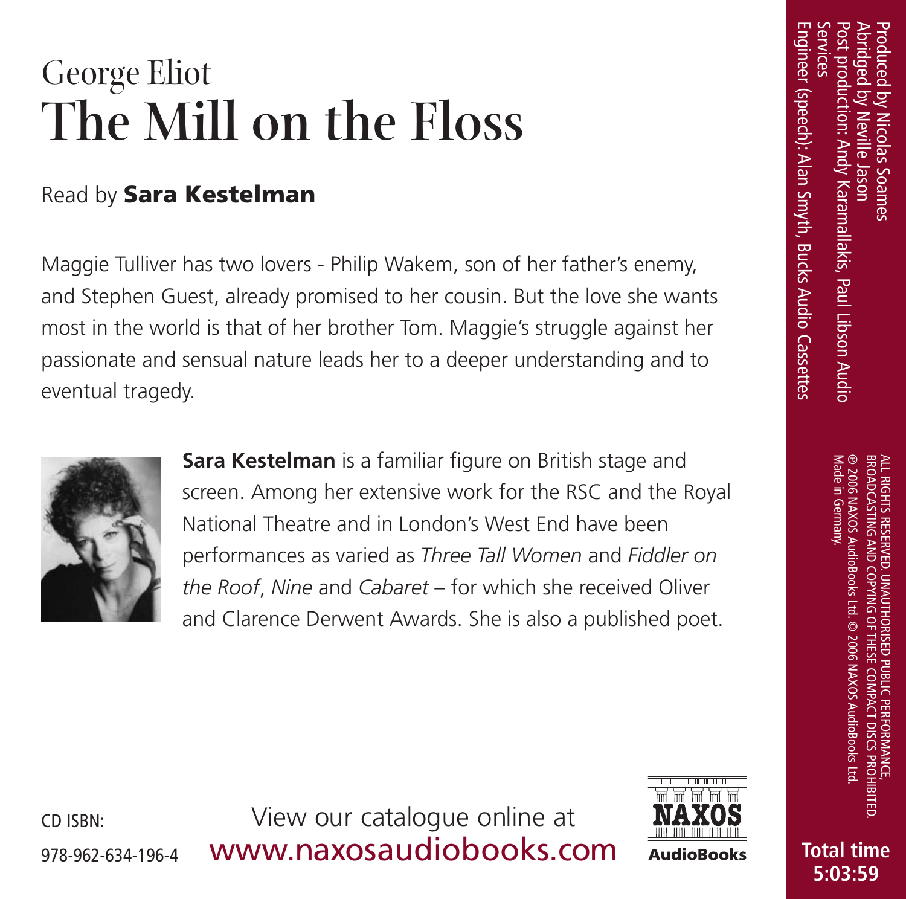# George Eliot
# The Mill on the Floss

Read by **Sara Kestelman**

Maggie Tulliver has two lovers - Philip Wakem, son of her father's enemy, and Stephen Guest, already promised to her cousin. But the love she wants most in the world is that of her brother Tom. Maggie's struggle against her passionate and sensual nature leads her to a deeper understanding and to eventual tragedy.

**Sara Kestelman** is a familiar figure on British stage and screen. Among her extensive work for the RSC and the Royal National Theatre and in London's West End have been performances as varied as *Three Tall Women* and *Fiddler on the Roof*, *Nine* and *Cabaret* – for which she received Oliver and Clarence Derwent Awards. She is also a published poet.

CD ISBN:
978-962-634-196-4

View our catalogue online at
www.naxosaudiobooks.com

NAXOS AudioBooks

Produced by Nicolas Soames
Abridged by Neville Jason
Post production: Andy Karamallakis, Paul Libson Audio Services
Engineer (speech): Alan Smyth, Bucks Audio Cassettes

ALL RIGHTS RESERVED. UNAUTHORISED PUBLIC PERFORMANCE, BROADCASTING AND COPYING OF THESE COMPACT DISCS PROHIBITED.
℗ 2006 NAXOS AudioBooks Ltd. © 2006 NAXOS AudioBooks Ltd.
Made in Germany.

**Total time 5:03:59**